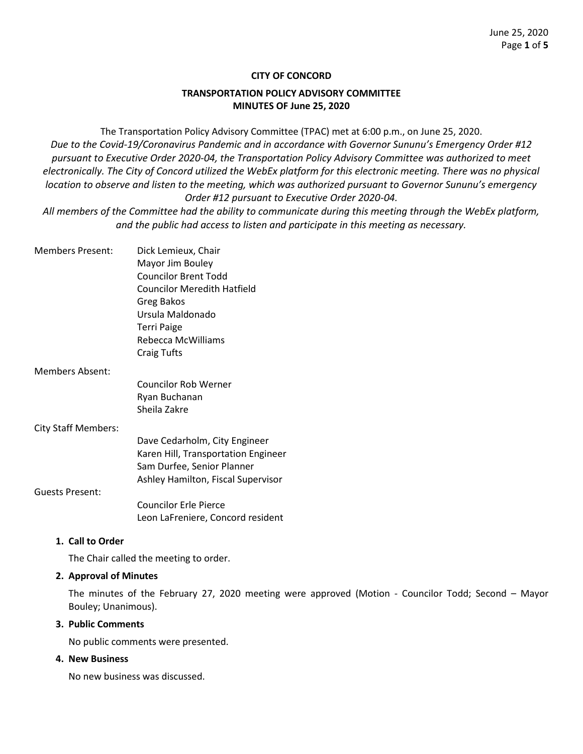**CITY OF CONCORD**

**TRANSPORTATION POLICY ADVISORY COMMITTEE**
**MINUTES OF June 25, 2020**

The Transportation Policy Advisory Committee (TPAC) met at 6:00 p.m., on June 25, 2020.
*Due to the Covid-19/Coronavirus Pandemic and in accordance with Governor Sununu's Emergency Order #12 pursuant to Executive Order 2020-04, the Transportation Policy Advisory Committee was authorized to meet electronically. The City of Concord utilized the WebEx platform for this electronic meeting. There was no physical location to observe and listen to the meeting, which was authorized pursuant to Governor Sununu's emergency Order #12 pursuant to Executive Order 2020-04.*
*All members of the Committee had the ability to communicate during this meeting through the WebEx platform, and the public had access to listen and participate in this meeting as necessary.*

Members Present:
- Dick Lemieux, Chair
- Mayor Jim Bouley
- Councilor Brent Todd
- Councilor Meredith Hatfield
- Greg Bakos
- Ursula Maldonado
- Terri Paige
- Rebecca McWilliams
- Craig Tufts

Members Absent:
- Councilor Rob Werner
- Ryan Buchanan
- Sheila Zakre

City Staff Members:
- Dave Cedarholm, City Engineer
- Karen Hill, Transportation Engineer
- Sam Durfee, Senior Planner
- Ashley Hamilton, Fiscal Supervisor

Guests Present:
- Councilor Erle Pierce
- Leon LaFreniere, Concord resident

1. **Call to Order**

   The Chair called the meeting to order.

2. **Approval of Minutes**

   The minutes of the February 27, 2020 meeting were approved (Motion - Councilor Todd; Second – Mayor Bouley; Unanimous).

3. **Public Comments**

   No public comments were presented.

4. **New Business**

   No new business was discussed.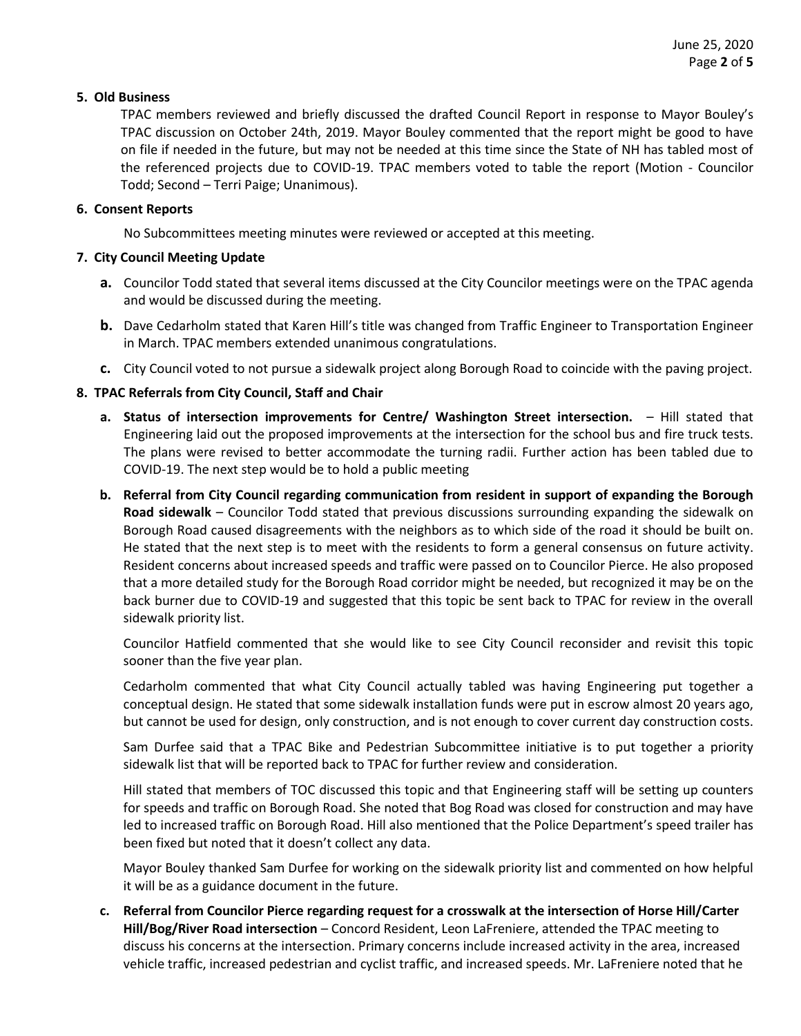**5. Old Business**

TPAC members reviewed and briefly discussed the drafted Council Report in response to Mayor Bouley's TPAC discussion on October 24th, 2019. Mayor Bouley commented that the report might be good to have on file if needed in the future, but may not be needed at this time since the State of NH has tabled most of the referenced projects due to COVID-19. TPAC members voted to table the report (Motion - Councilor Todd; Second – Terri Paige; Unanimous).

**6. Consent Reports**

No Subcommittees meeting minutes were reviewed or accepted at this meeting.

**7. City Council Meeting Update**

**a.** Councilor Todd stated that several items discussed at the City Councilor meetings were on the TPAC agenda and would be discussed during the meeting.

**b.** Dave Cedarholm stated that Karen Hill's title was changed from Traffic Engineer to Transportation Engineer in March. TPAC members extended unanimous congratulations.

**c.** City Council voted to not pursue a sidewalk project along Borough Road to coincide with the paving project.

**8. TPAC Referrals from City Council, Staff and Chair**

**a. Status of intersection improvements for Centre/ Washington Street intersection.** – Hill stated that Engineering laid out the proposed improvements at the intersection for the school bus and fire truck tests. The plans were revised to better accommodate the turning radii. Further action has been tabled due to COVID-19. The next step would be to hold a public meeting

**b. Referral from City Council regarding communication from resident in support of expanding the Borough Road sidewalk** – Councilor Todd stated that previous discussions surrounding expanding the sidewalk on Borough Road caused disagreements with the neighbors as to which side of the road it should be built on. He stated that the next step is to meet with the residents to form a general consensus on future activity. Resident concerns about increased speeds and traffic were passed on to Councilor Pierce. He also proposed that a more detailed study for the Borough Road corridor might be needed, but recognized it may be on the back burner due to COVID-19 and suggested that this topic be sent back to TPAC for review in the overall sidewalk priority list.

Councilor Hatfield commented that she would like to see City Council reconsider and revisit this topic sooner than the five year plan.

Cedarholm commented that what City Council actually tabled was having Engineering put together a conceptual design. He stated that some sidewalk installation funds were put in escrow almost 20 years ago, but cannot be used for design, only construction, and is not enough to cover current day construction costs.

Sam Durfee said that a TPAC Bike and Pedestrian Subcommittee initiative is to put together a priority sidewalk list that will be reported back to TPAC for further review and consideration.

Hill stated that members of TOC discussed this topic and that Engineering staff will be setting up counters for speeds and traffic on Borough Road. She noted that Bog Road was closed for construction and may have led to increased traffic on Borough Road. Hill also mentioned that the Police Department's speed trailer has been fixed but noted that it doesn't collect any data.

Mayor Bouley thanked Sam Durfee for working on the sidewalk priority list and commented on how helpful it will be as a guidance document in the future.

**c. Referral from Councilor Pierce regarding request for a crosswalk at the intersection of Horse Hill/Carter Hill/Bog/River Road intersection** – Concord Resident, Leon LaFreniere, attended the TPAC meeting to discuss his concerns at the intersection. Primary concerns include increased activity in the area, increased vehicle traffic, increased pedestrian and cyclist traffic, and increased speeds. Mr. LaFreniere noted that he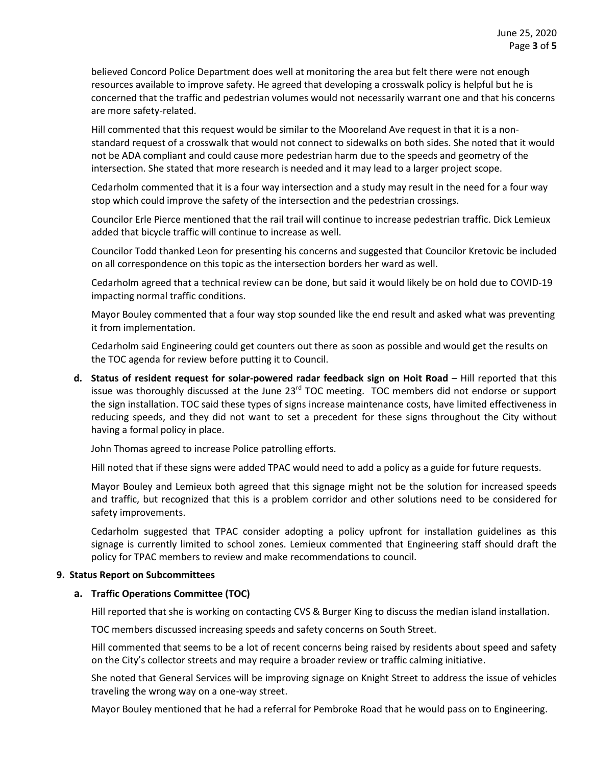believed Concord Police Department does well at monitoring the area but felt there were not enough resources available to improve safety. He agreed that developing a crosswalk policy is helpful but he is concerned that the traffic and pedestrian volumes would not necessarily warrant one and that his concerns are more safety-related.

Hill commented that this request would be similar to the Mooreland Ave request in that it is a non-standard request of a crosswalk that would not connect to sidewalks on both sides. She noted that it would not be ADA compliant and could cause more pedestrian harm due to the speeds and geometry of the intersection. She stated that more research is needed and it may lead to a larger project scope.

Cedarholm commented that it is a four way intersection and a study may result in the need for a four way stop which could improve the safety of the intersection and the pedestrian crossings.

Councilor Erle Pierce mentioned that the rail trail will continue to increase pedestrian traffic. Dick Lemieux added that bicycle traffic will continue to increase as well.

Councilor Todd thanked Leon for presenting his concerns and suggested that Councilor Kretovic be included on all correspondence on this topic as the intersection borders her ward as well.

Cedarholm agreed that a technical review can be done, but said it would likely be on hold due to COVID-19 impacting normal traffic conditions.

Mayor Bouley commented that a four way stop sounded like the end result and asked what was preventing it from implementation.

Cedarholm said Engineering could get counters out there as soon as possible and would get the results on the TOC agenda for review before putting it to Council.

**d. Status of resident request for solar-powered radar feedback sign on Hoit Road** – Hill reported that this issue was thoroughly discussed at the June 23rd TOC meeting. TOC members did not endorse or support the sign installation. TOC said these types of signs increase maintenance costs, have limited effectiveness in reducing speeds, and they did not want to set a precedent for these signs throughout the City without having a formal policy in place.

John Thomas agreed to increase Police patrolling efforts.

Hill noted that if these signs were added TPAC would need to add a policy as a guide for future requests.

Mayor Bouley and Lemieux both agreed that this signage might not be the solution for increased speeds and traffic, but recognized that this is a problem corridor and other solutions need to be considered for safety improvements.

Cedarholm suggested that TPAC consider adopting a policy upfront for installation guidelines as this signage is currently limited to school zones. Lemieux commented that Engineering staff should draft the policy for TPAC members to review and make recommendations to council.

**9. Status Report on Subcommittees**

**a. Traffic Operations Committee (TOC)**

Hill reported that she is working on contacting CVS & Burger King to discuss the median island installation.

TOC members discussed increasing speeds and safety concerns on South Street.

Hill commented that seems to be a lot of recent concerns being raised by residents about speed and safety on the City's collector streets and may require a broader review or traffic calming initiative.

She noted that General Services will be improving signage on Knight Street to address the issue of vehicles traveling the wrong way on a one-way street.

Mayor Bouley mentioned that he had a referral for Pembroke Road that he would pass on to Engineering.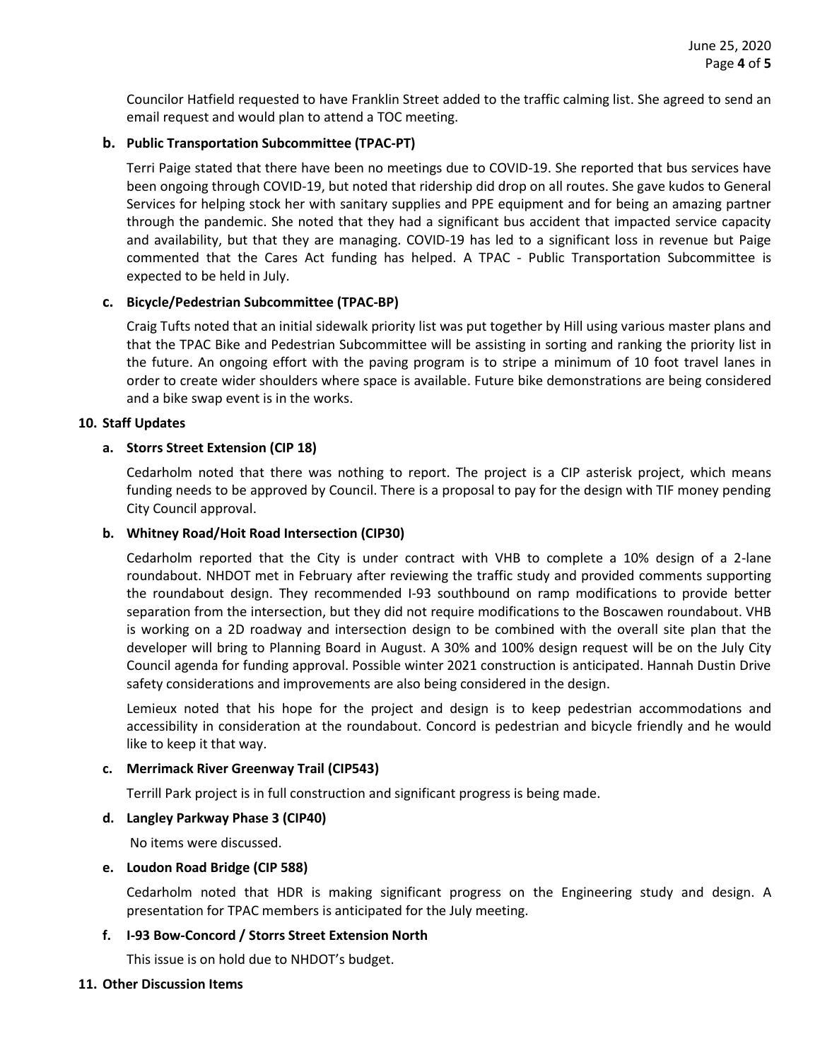Councilor Hatfield requested to have Franklin Street added to the traffic calming list. She agreed to send an email request and would plan to attend a TOC meeting.

**b. Public Transportation Subcommittee (TPAC-PT)**

Terri Paige stated that there have been no meetings due to COVID-19. She reported that bus services have been ongoing through COVID-19, but noted that ridership did drop on all routes. She gave kudos to General Services for helping stock her with sanitary supplies and PPE equipment and for being an amazing partner through the pandemic. She noted that they had a significant bus accident that impacted service capacity and availability, but that they are managing. COVID-19 has led to a significant loss in revenue but Paige commented that the Cares Act funding has helped. A TPAC - Public Transportation Subcommittee is expected to be held in July.

**c. Bicycle/Pedestrian Subcommittee (TPAC-BP)**

Craig Tufts noted that an initial sidewalk priority list was put together by Hill using various master plans and that the TPAC Bike and Pedestrian Subcommittee will be assisting in sorting and ranking the priority list in the future. An ongoing effort with the paving program is to stripe a minimum of 10 foot travel lanes in order to create wider shoulders where space is available. Future bike demonstrations are being considered and a bike swap event is in the works.

**10. Staff Updates**

**a. Storrs Street Extension (CIP 18)**

Cedarholm noted that there was nothing to report. The project is a CIP asterisk project, which means funding needs to be approved by Council. There is a proposal to pay for the design with TIF money pending City Council approval.

**b. Whitney Road/Hoit Road Intersection (CIP30)**

Cedarholm reported that the City is under contract with VHB to complete a 10% design of a 2-lane roundabout. NHDOT met in February after reviewing the traffic study and provided comments supporting the roundabout design. They recommended I-93 southbound on ramp modifications to provide better separation from the intersection, but they did not require modifications to the Boscawen roundabout. VHB is working on a 2D roadway and intersection design to be combined with the overall site plan that the developer will bring to Planning Board in August. A 30% and 100% design request will be on the July City Council agenda for funding approval. Possible winter 2021 construction is anticipated. Hannah Dustin Drive safety considerations and improvements are also being considered in the design.

Lemieux noted that his hope for the project and design is to keep pedestrian accommodations and accessibility in consideration at the roundabout. Concord is pedestrian and bicycle friendly and he would like to keep it that way.

**c. Merrimack River Greenway Trail (CIP543)**

Terrill Park project is in full construction and significant progress is being made.

**d. Langley Parkway Phase 3 (CIP40)**

No items were discussed.

**e. Loudon Road Bridge (CIP 588)**

Cedarholm noted that HDR is making significant progress on the Engineering study and design. A presentation for TPAC members is anticipated for the July meeting.

**f. I-93 Bow-Concord / Storrs Street Extension North**

This issue is on hold due to NHDOT's budget.

**11. Other Discussion Items**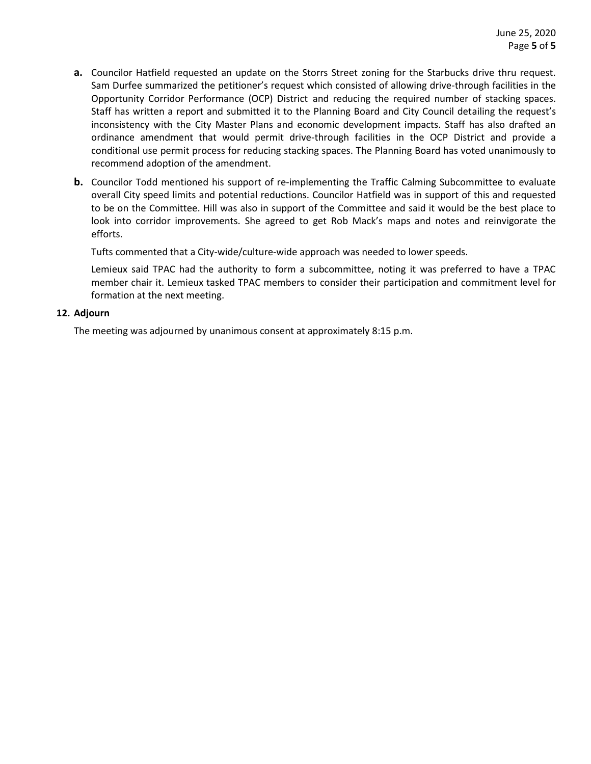- **a.** Councilor Hatfield requested an update on the Storrs Street zoning for the Starbucks drive thru request. Sam Durfee summarized the petitioner's request which consisted of allowing drive-through facilities in the Opportunity Corridor Performance (OCP) District and reducing the required number of stacking spaces. Staff has written a report and submitted it to the Planning Board and City Council detailing the request's inconsistency with the City Master Plans and economic development impacts. Staff has also drafted an ordinance amendment that would permit drive-through facilities in the OCP District and provide a conditional use permit process for reducing stacking spaces. The Planning Board has voted unanimously to recommend adoption of the amendment.

- **b.** Councilor Todd mentioned his support of re-implementing the Traffic Calming Subcommittee to evaluate overall City speed limits and potential reductions. Councilor Hatfield was in support of this and requested to be on the Committee. Hill was also in support of the Committee and said it would be the best place to look into corridor improvements. She agreed to get Rob Mack's maps and notes and reinvigorate the efforts.

  Tufts commented that a City-wide/culture-wide approach was needed to lower speeds.

  Lemieux said TPAC had the authority to form a subcommittee, noting it was preferred to have a TPAC member chair it. Lemieux tasked TPAC members to consider their participation and commitment level for formation at the next meeting.

## 12. Adjourn

The meeting was adjourned by unanimous consent at approximately 8:15 p.m.